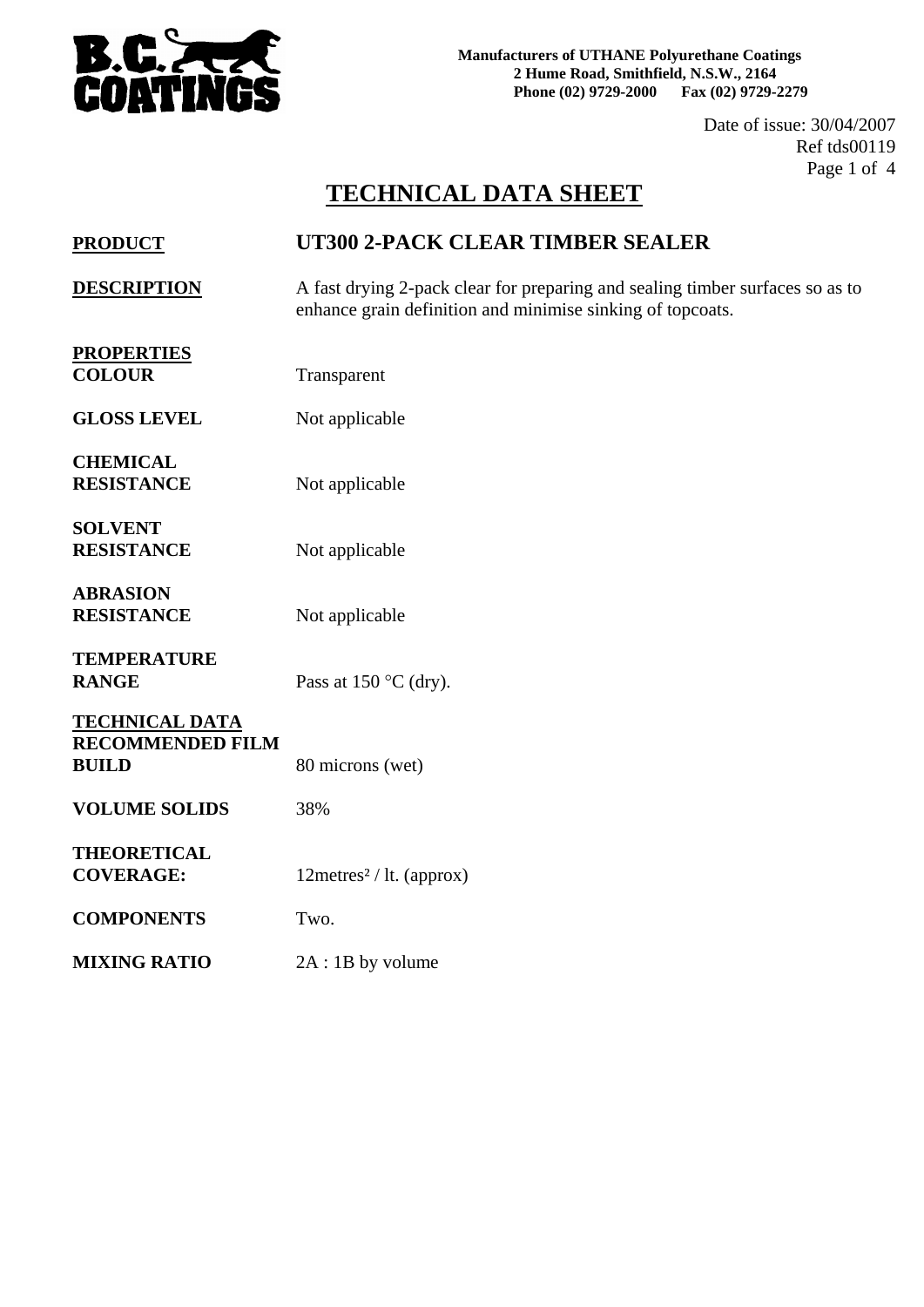**B.C. COATINGS**

**Manufacturers of UTHANE Polyurethane Coatings**
**2 Hume Road, Smithfield, N.S.W., 2164**
**Phone (02) 9729-2000 Fax (02) 9729-2279**

Date of issue: 30/04/2007
Ref tds00119

# TECHNICAL DATA SHEET

**PRODUCT** **UT300 2-PACK CLEAR TIMBER SEALER**

**DESCRIPTION** A fast drying 2-pack clear for preparing and sealing timber surfaces so as to enhance grain definition and minimise sinking of topcoats.

**PROPERTIES**

**COLOUR** Transparent

**GLOSS LEVEL** Not applicable

**CHEMICAL RESISTANCE** Not applicable

**SOLVENT RESISTANCE** Not applicable

**ABRASION RESISTANCE** Not applicable

**TEMPERATURE RANGE** Pass at 150 °C (dry).

**TECHNICAL DATA**

**RECOMMENDED FILM BUILD** 80 microns (wet)

**VOLUME SOLIDS** 38%

**THEORETICAL COVERAGE:** 12metres$^2$ / lt. (approx)

**COMPONENTS** Two.

**MIXING RATIO** 2A : 1B by volume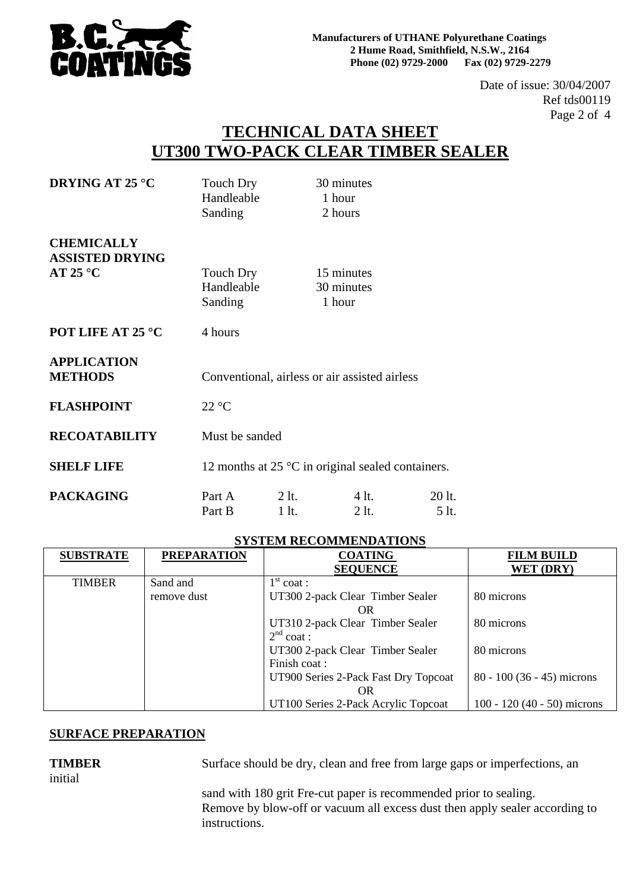**Manufacturers of UTHANE Polyurethane Coatings**
**2 Hume Road, Smithfield, N.S.W., 2164**
**Phone (02) 9729-2000 Fax (02) 9729-2279**

Date of issue: 30/04/2007
Ref tds00119

# TECHNICAL DATA SHEET
# UT300 TWO-PACK CLEAR TIMBER SEALER

**DRYING AT 25 °C**
Touch Dry 30 minutes
Handleable 1 hour
Sanding 2 hours

**CHEMICALLY ASSISTED DRYING AT 25 °C**
Touch Dry 15 minutes
Handleable 30 minutes
Sanding 1 hour

**POT LIFE AT 25 °C** 4 hours

**APPLICATION METHODS** Conventional, airless or air assisted airless

**FLASHPOINT** 22 °C

**RECOATABILITY** Must be sanded

**SHELF LIFE** 12 months at 25 °C in original sealed containers.

**PACKAGING**

| | | | |
|---|---|---|---|
| Part A | 2 lt. | 4 lt. | 20 lt. |
| Part B | 1 lt. | 2 lt. | 5 lt. |

## SYSTEM RECOMMENDATIONS

| SUBSTRATE | PREPARATION | COATING SEQUENCE | FILM BUILD WET (DRY) |
|---|---|---|---|
| TIMBER | Sand and remove dust | 1st coat : | |
| | | UT300 2-pack Clear Timber Sealer | 80 microns |
| | | OR | |
| | | UT310 2-pack Clear Timber Sealer | 80 microns |
| | | 2nd coat : | |
| | | UT300 2-pack Clear Timber Sealer | 80 microns |
| | | Finish coat : | |
| | | UT900 Series 2-Pack Fast Dry Topcoat | 80 - 100 (36 - 45) microns |
| | | OR | |
| | | UT100 Series 2-Pack Acrylic Topcoat | 100 - 120 (40 - 50) microns |

## SURFACE PREPARATION

**TIMBER** Surface should be dry, clean and free from large gaps or imperfections, an initial sand with 180 grit Fre-cut paper is recommended prior to sealing.
Remove by blow-off or vacuum all excess dust then apply sealer according to instructions.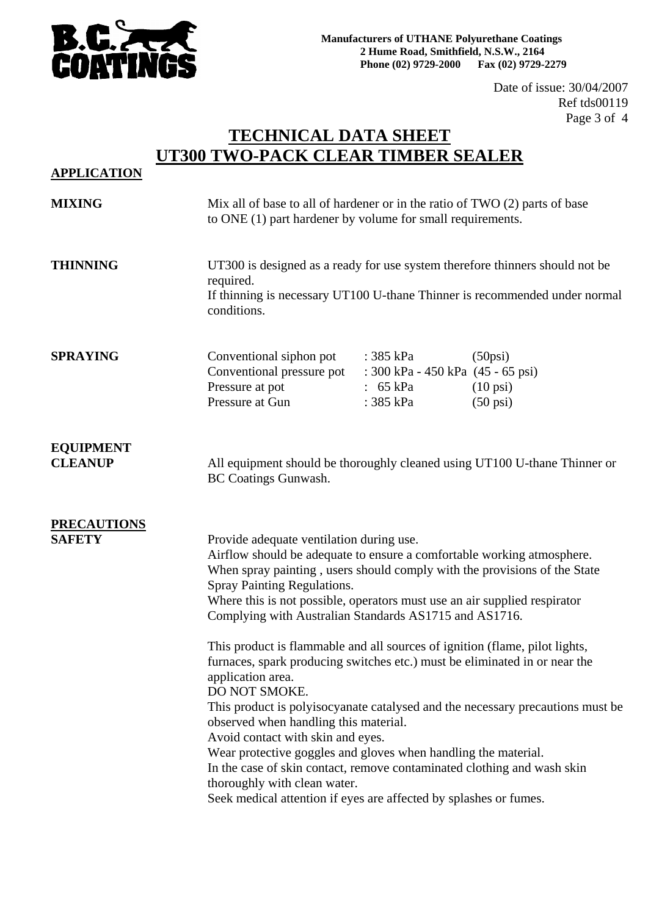Manufacturers of UTHANE Polyurethane Coatings
2 Hume Road, Smithfield, N.S.W., 2164
Phone (02) 9729-2000 Fax (02) 9729-2279

Date of issue: 30/04/2007
Ref tds00119

# TECHNICAL DATA SHEET
# UT300 TWO-PACK CLEAR TIMBER SEALER

## APPLICATION

**MIXING**

Mix all of base to all of hardener or in the ratio of TWO (2) parts of base to ONE (1) part hardener by volume for small requirements.

**THINNING**

UT300 is designed as a ready for use system therefore thinners should not be required.
If thinning is necessary UT100 U-thane Thinner is recommended under normal conditions.

**SPRAYING**

| | | |
|---|---|---|
| Conventional siphon pot | : 385 kPa | (50psi) |
| Conventional pressure pot | : 300 kPa - 450 kPa | (45 - 65 psi) |
| Pressure at pot | : 65 kPa | (10 psi) |
| Pressure at Gun | : 385 kPa | (50 psi) |

**EQUIPMENT CLEANUP**

All equipment should be thoroughly cleaned using UT100 U-thane Thinner or BC Coatings Gunwash.

## PRECAUTIONS

**SAFETY**

Provide adequate ventilation during use.
Airflow should be adequate to ensure a comfortable working atmosphere.
When spray painting , users should comply with the provisions of the State Spray Painting Regulations.
Where this is not possible, operators must use an air supplied respirator Complying with Australian Standards AS1715 and AS1716.

This product is flammable and all sources of ignition (flame, pilot lights, furnaces, spark producing switches etc.) must be eliminated in or near the application area.
DO NOT SMOKE.
This product is polyisocyanate catalysed and the necessary precautions must be observed when handling this material.
Avoid contact with skin and eyes.
Wear protective goggles and gloves when handling the material.
In the case of skin contact, remove contaminated clothing and wash skin thoroughly with clean water.
Seek medical attention if eyes are affected by splashes or fumes.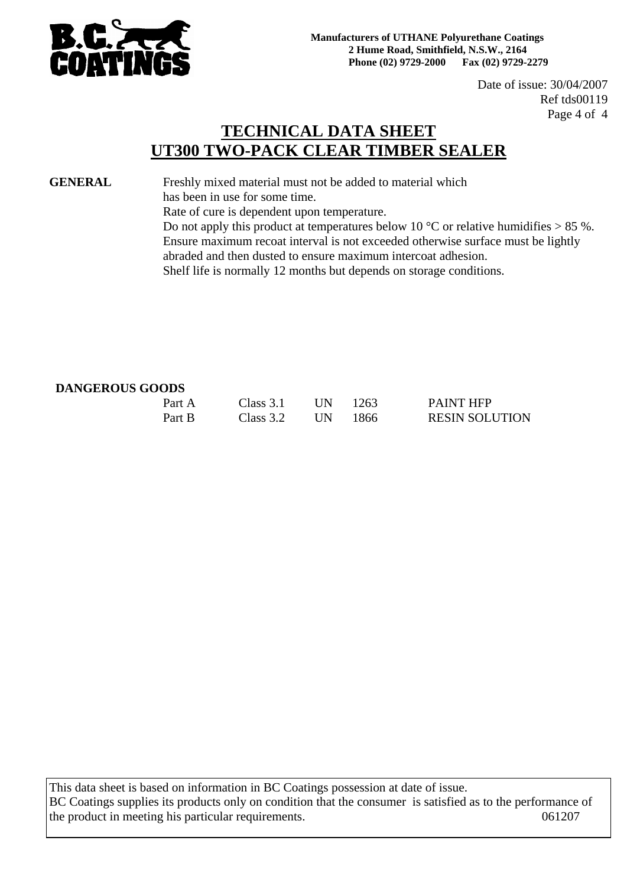**Manufacturers of UTHANE Polyurethane Coatings**
**2 Hume Road, Smithfield, N.S.W., 2164**
**Phone (02) 9729-2000 Fax (02) 9729-2279**

Date of issue: 30/04/2007
Ref tds00119

# TECHNICAL DATA SHEET
# UT300 TWO-PACK CLEAR TIMBER SEALER

**GENERAL**

Freshly mixed material must not be added to material which has been in use for some time.
Rate of cure is dependent upon temperature.
Do not apply this product at temperatures below 10 °C or relative humidifies > 85 %.
Ensure maximum recoat interval is not exceeded otherwise surface must be lightly abraded and then dusted to ensure maximum intercoat adhesion.
Shelf life is normally 12 months but depends on storage conditions.

**DANGEROUS GOODS**

| | | | | |
|---|---|---|---|---|
| Part A | Class 3.1 | UN | 1263 | PAINT HFP |
| Part B | Class 3.2 | UN | 1866 | RESIN SOLUTION |

This data sheet is based on information in BC Coatings possession at date of issue.
BC Coatings supplies its products only on condition that the consumer is satisfied as to the performance of the product in meeting his particular requirements. 061207